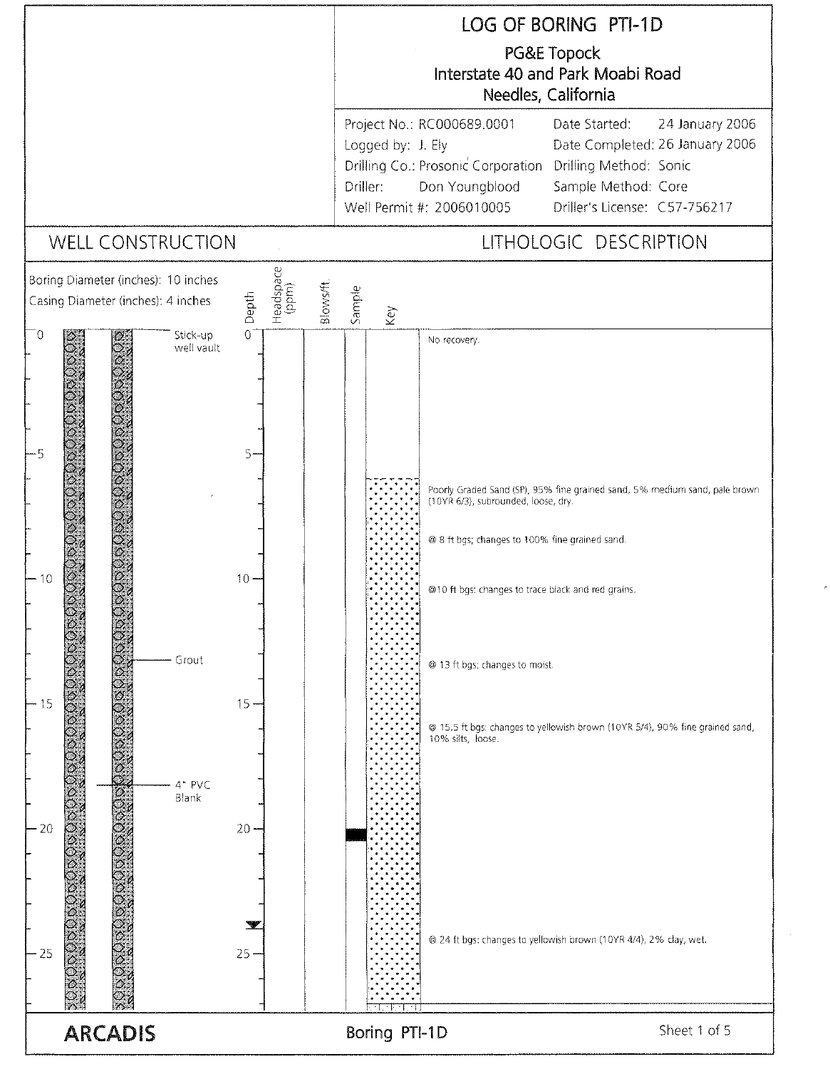# LOG OF BORING PTI-1D

**PG&E Topock**
**Interstate 40 and Park Moabi Road**
**Needles, California**

| | |
|---|---|
| Project No.: RC000689.0001 | Date Started: 24 January 2006 |
| Logged by: J. Ely | Date Completed: 26 January 2006 |
| Drilling Co.: Prosonic Corporation | Drilling Method: Sonic |
| Driller: Don Youngblood | Sample Method: Core |
| Well Permit #: 2006010005 | Driller's License: C57-756217 |

## WELL CONSTRUCTION

Boring Diameter (inches): 10 inches

Casing Diameter (inches): 4 inches

- 0 ft: Stick-up well vault
- Grout
- 4" PVC Blank

## LITHOLOGIC DESCRIPTION

| Depth | Headspace (ppm) | Blows/ft | Sample | Key | Description |
|---|---|---|---|---|---|
| 0 | | | | | No recovery. |
| 6 | | | | SP | Poorly Graded Sand (SP), 95% fine grained sand, 5% medium sand, pale brown (10YR 6/3), subrounded, loose, dry. |
| 8 | | | | | @ 8 ft bgs; changes to 100% fine grained sand. |
| 10 | | | | | @10 ft bgs: changes to trace black and red grains. |
| 13 | | | | | @ 13 ft bgs; changes to moist. |
| 15.5 | | | | | @ 15.5 ft bgs: changes to yellowish brown (10YR 5/4), 90% fine grained sand, 10% silts, loose. |
| 20 | | | ■ | | |
| 24 | | | | | @ 24 ft bgs: changes to yellowish brown (10YR 4/4), 2% clay, wet. |

**ARCADIS** — Boring PTI-1D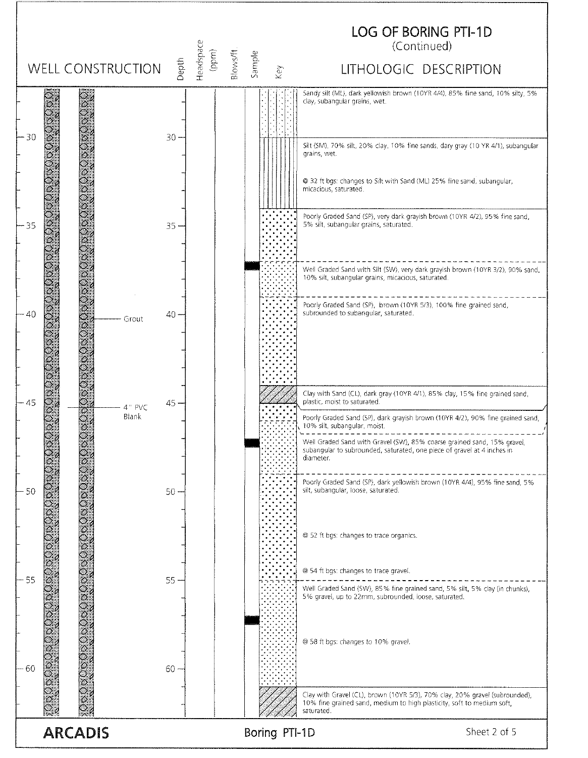# LOG OF BORING PTI-1D

(Continued)

| WELL CONSTRUCTION | Depth | Headspace (ppm) | Blows/ft. | Sample | Key | LITHOLOGIC DESCRIPTION |
|---|---|---|---|---|---|---|
| | | | | | | Sandy silt (ML), dark yellowish brown (10YR 4/4), 85% fine sand, 10% silty, 5% clay, subangular grains, wet. |
| | 30 | | | | | Silt (SM), 70% silt, 20% clay, 10% fine sands, dary gray (10 YR 4/1), subangular grains, wet. @ 32 ft bgs: changes to Silt with Sand (ML) 25% fine sand, subangular, micacious, saturated. |
| | 35 | | | | | Poorly Graded Sand (SP), very dark grayish brown (10YR 4/2), 95% fine sand, 5% silt, subangular grains, saturated. |
| | | | | ■ | | Well Graded Sand with Silt (SW), very dark grayish brown (10YR 3/2), 90% sand, 10% silt, subangular grains, micacious, saturated. |
| Grout | 40 | | | | | Poorly Graded Sand (SP), brown (10YR 5/3), 100% fine grained sand, subrounded to subangular, saturated. |
| | | | | | | Clay with Sand (CL), dark gray (10YR 4/1), 85% clay, 15% fine grained sand, plastic, moist to saturated. |
| 4" PVC Blank | 45 | | | | | Poorly Graded Sand (SP), dark grayish brown (10YR 4/2), 90% fine grained sand, 10% silt, subangular, moist. |
| | | | | ■ | | Well Graded Sand with Gravel (SW), 85% coarse grained sand, 15% gravel, subangular to subrounded, saturated, one piece of gravel at 4 inches in diameter. |
| | 50 | | | | | Poorly Graded Sand (SP), dark yellowish brown (10YR 4/4), 95% fine sand, 5% silt, subangular, loose, saturated. @ 52 ft bgs: changes to trace organics. @ 54 ft bgs: changes to trace gravel. |
| | 55 | | | ■ | | Well Graded Sand (SW), 85% fine grained sand, 5% silt, 5% clay (in chunks), 5% gravel, up to 22mm, subrounded, loose, saturated. @ 58 ft bgs: changes to 10% gravel. |
| | 60 | | | | | Clay with Gravel (CL), brown (10YR 5/3), 70% clay, 20% gravel (subrounded), 10% fine grained sand, medium to high plasticity, soft to medium soft, saturated. |

ARCADIS

Boring PTI-1D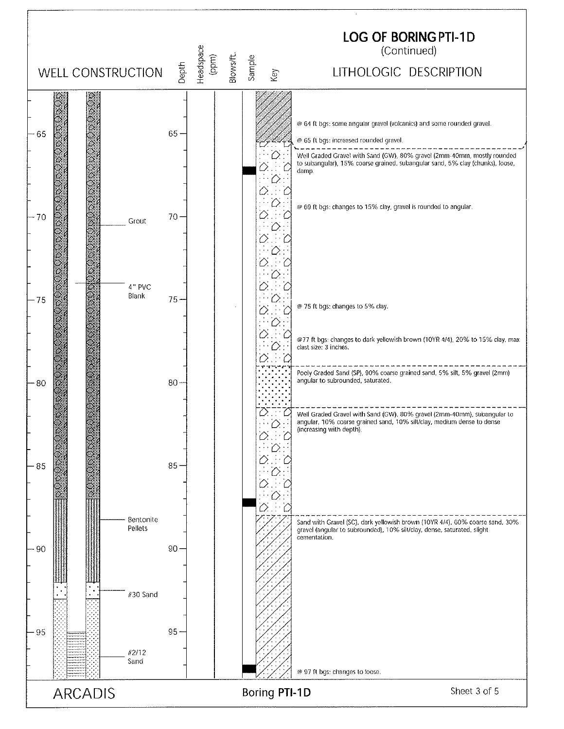# LOG OF BORING PTI-1D
(Continued)

| WELL CONSTRUCTION | Depth | Headspace (ppm) | Blows/ft. | Sample | Key | LITHOLOGIC DESCRIPTION |
|---|---|---|---|---|---|---|
| | 65 | | | | | @ 64 ft bgs: some angular gravel (volcanics) and some rounded gravel. |
| | | | | | | @ 65 ft bgs: increased rounded gravel. |
| | | | | | | Well Graded Gravel with Sand (GW), 80% gravel (2mm-40mm, mostly rounded to subangular), 15% coarse grained, subangular sand, 5% clay (chunks), loose, damp. |
| Grout | 70 | | | | | @ 69 ft bgs: changes to 15% clay, gravel is rounded to angular. |
| 4" PVC Blank | 75 | | | | | @ 75 ft bgs: changes to 5% clay. |
| | | | | | | @77 ft bgs: changes to dark yellowish brown (10YR 4/4), 20% to 15% clay, max clast size: 3 inches. |
| | 80 | | | | | Pooly Graded Sand (SP), 90% coarse grained sand, 5% silt, 5% gravel (2mm) angular to subrounded, saturated. |
| | | | | | | Well Graded Gravel with Sand (GW), 80% gravel (2mm-40mm), subangular to angular, 10% coarse grained sand, 10% silt/clay, medium dense to dense (increasing with depth). |
| | 85 | | | | | |
| Bentonite Pellets | | | | | | Sand with Gravel (SC), dark yellowish brown (10YR 4/4), 60% coarse sand, 30% gravel (angular to subrounded), 10% silt/clay, dense, saturated, slight cementation. |
| | 90 | | | | | |
| #30 Sand | | | | | | |
| | 95 | | | | | |
| #2/12 Sand | | | | | | @ 97 ft bgs: changes to loose. |

ARCADIS

Boring PTI-1D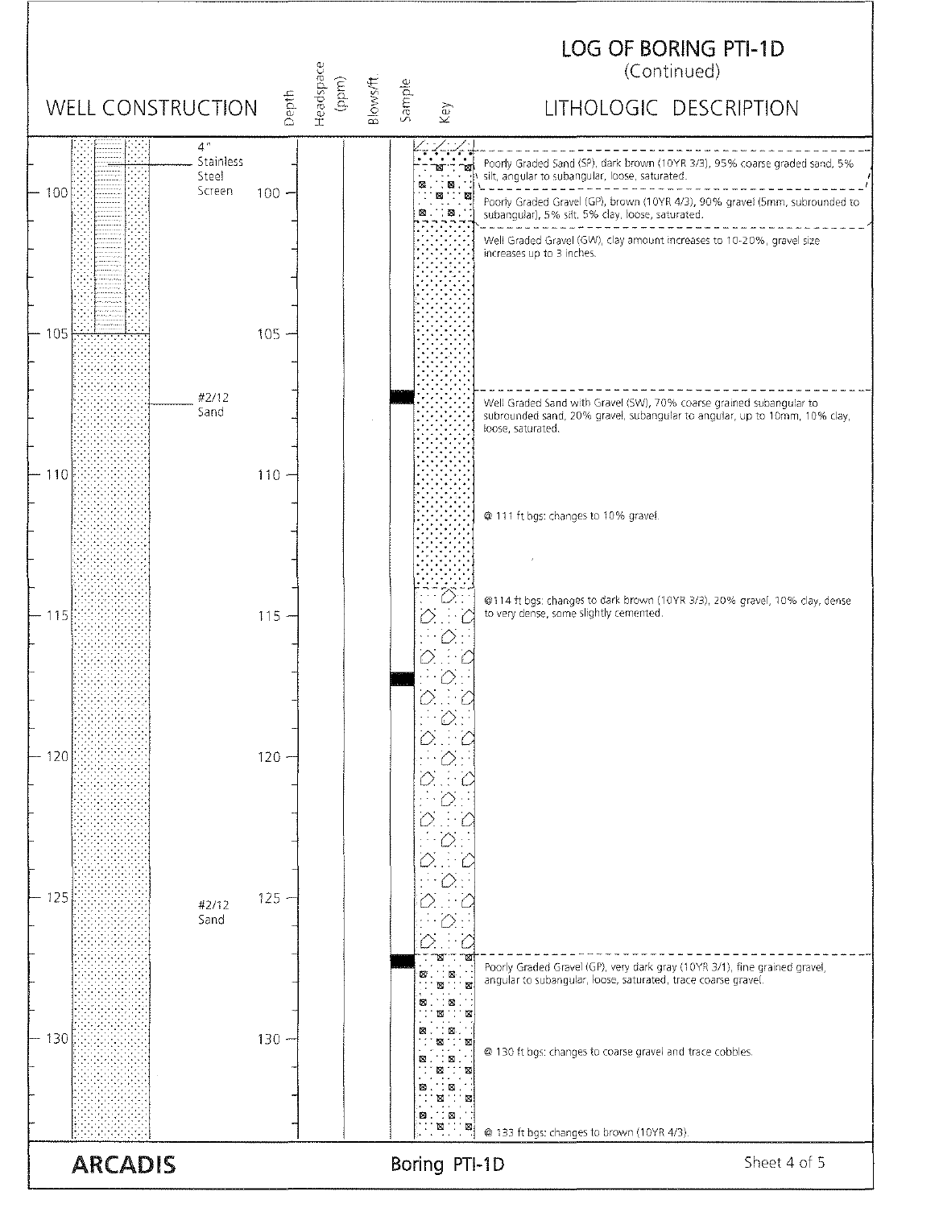# LOG OF BORING PTI-1D
(Continued)

| WELL CONSTRUCTION | Depth | Headspace (ppm) | Blows/ft. | Sample | LITHOLOGIC DESCRIPTION |
|---|---|---|---|---|---|
| 4" Stainless Steel Screen | | | | | Poorly Graded Sand (SP), dark brown (10YR 3/3), 95% coarse graded sand, 5% silt, angular to subangular, loose, saturated. |
| | 100 | | | | Poorly Graded Gravel (GP), brown (10YR 4/3), 90% gravel (5mm, subrounded to subangular), 5% silt, 5% clay, loose, saturated. |
| | | | | | Well Graded Gravel (GW), clay amount increases to 10-20%, gravel size increases up to 3 inches. |
| | 105 | | | | |
| #2/12 Sand | | | | ■ | Well Graded Sand with Gravel (SW), 70% coarse grained subangular to subrounded sand, 20% gravel, subangular to angular, up to 10mm, 10% clay, loose, saturated. |
| | 110 | | | | @ 111 ft bgs: changes to 10% gravel. |
| | | | | | @114 ft bgs: changes to dark brown (10YR 3/3), 20% gravel, 10% clay, dense to very dense, some slightly cemented. |
| | 115 | | | ■ | |
| | 120 | | | | |
| #2/12 Sand | 125 | | | | |
| | | | | ■ | Poorly Graded Gravel (GP), very dark gray (10YR 3/1), fine grained gravel, angular to subangular, loose, saturated, trace coarse gravel. |
| | 130 | | | | @ 130 ft bgs: changes to coarse gravel and trace cobbles. |
| | | | | | @ 133 ft bgs: changes to brown (10YR 4/3). |

ARCADIS

Boring PTI-1D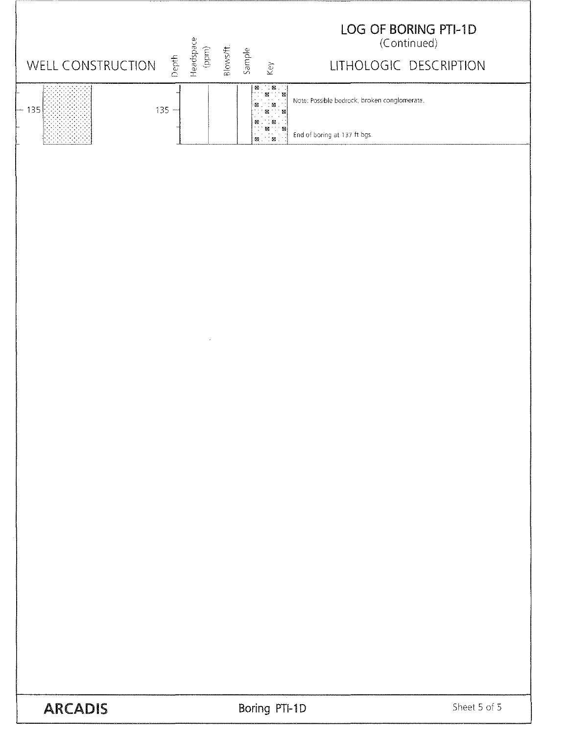# LOG OF BORING PTI-1D
(Continued)

| WELL CONSTRUCTION | Depth | Headspace (ppm) | Blows/ft. | Sample | Key | LITHOLOGIC DESCRIPTION |
|---|---|---|---|---|---|---|
| 135 | 135 | | | | | Note: Possible bedrock, broken conglomerate. |
| | | | | | | End of boring at 137 ft bgs. |

**ARCADIS**

Boring PTI-1D